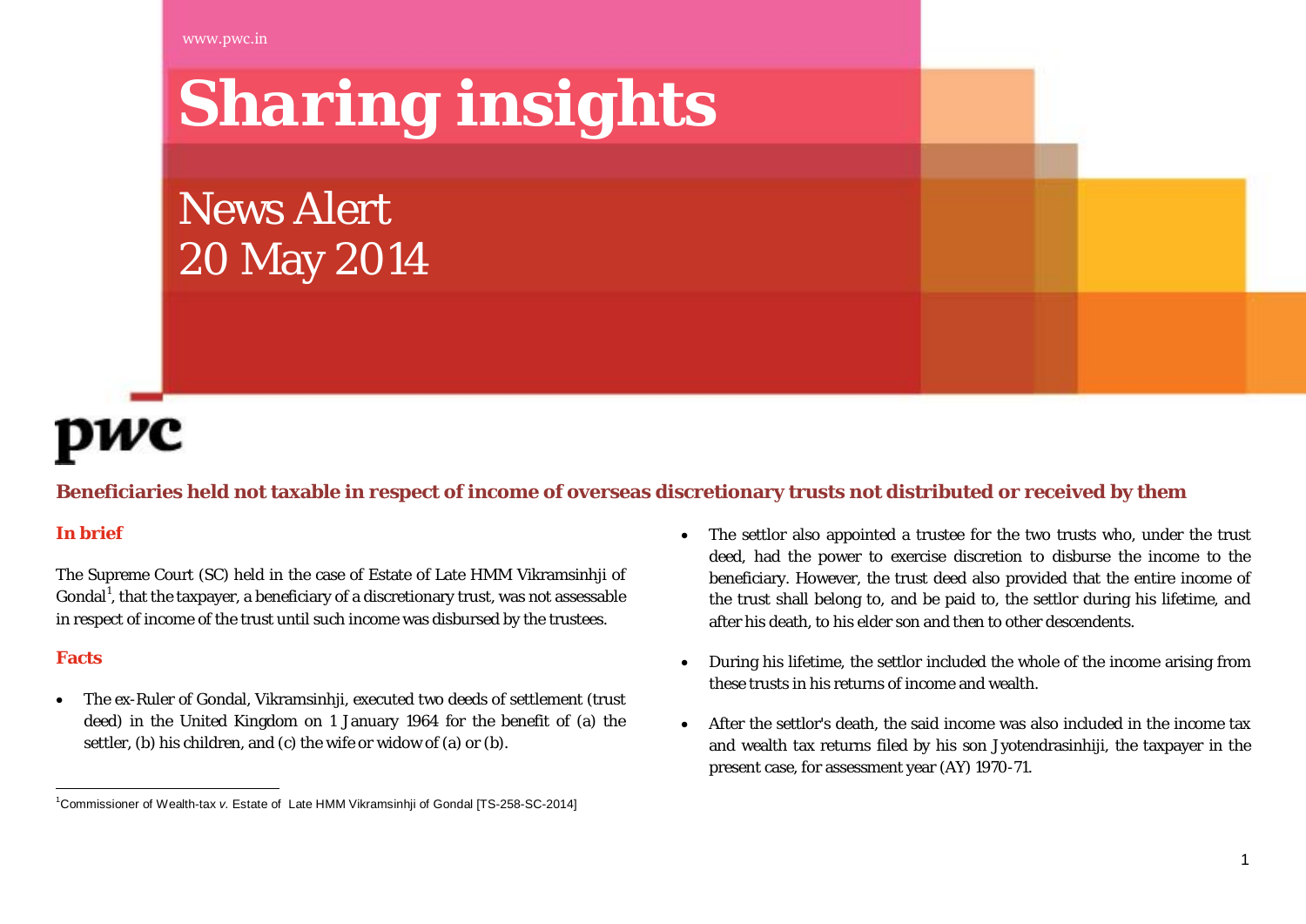www.pwc.in

# Sharing insights

News Alert
20 May 2014

pwc

## Beneficiaries held not taxable in respect of income of overseas discretionary trusts not distributed or received by them

### In brief

The Supreme Court (SC) held in the case of Estate of Late HMM Vikramsinhji of Gondal[1], that the taxpayer, a beneficiary of a discretionary trust, was not assessable in respect of income of the trust until such income was disbursed by the trustees.

### Facts

- The ex-Ruler of Gondal, Vikramsinhji, executed two deeds of settlement (trust deed) in the United Kingdom on 1 January 1964 for the benefit of (a) the settler, (b) his children, and (c) the wife or widow of (a) or (b).
- The settlor also appointed a trustee for the two trusts who, under the trust deed, had the power to exercise discretion to disburse the income to the beneficiary. However, the trust deed also provided that the entire income of the trust shall belong to, and be paid to, the settlor during his lifetime, and after his death, to his elder son and then to other descendents.
- During his lifetime, the settlor included the whole of the income arising from these trusts in his returns of income and wealth.
- After the settlor's death, the said income was also included in the income tax and wealth tax returns filed by his son Jyotendrasinhiji, the taxpayer in the present case, for assessment year (AY) 1970-71.

[1]Commissioner of Wealth-tax *v.* Estate of Late HMM Vikramsinhji of Gondal [TS-258-SC-2014]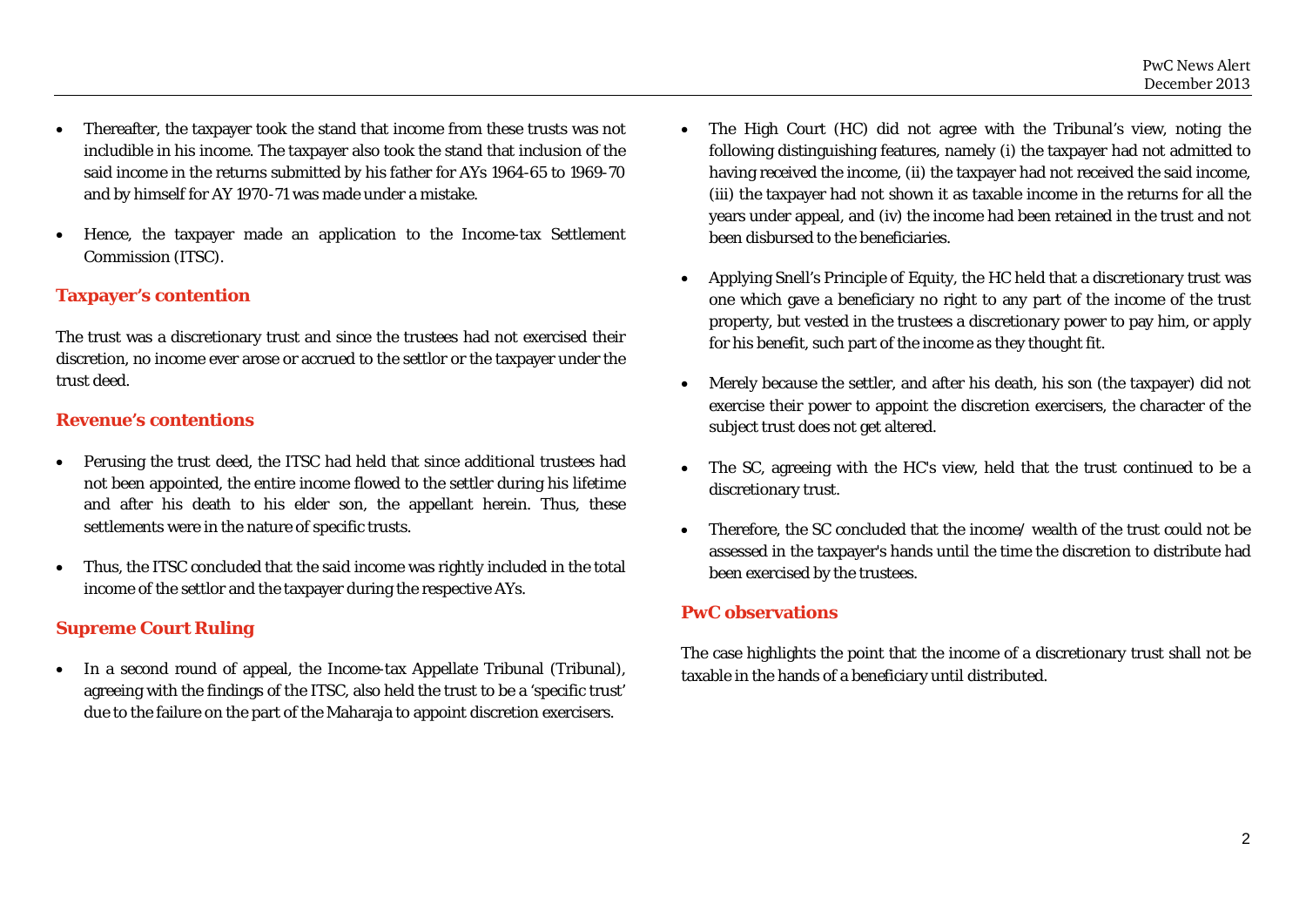- Thereafter, the taxpayer took the stand that income from these trusts was not includible in his income. The taxpayer also took the stand that inclusion of the said income in the returns submitted by his father for AYs 1964-65 to 1969-70 and by himself for AY 1970-71 was made under a mistake.
- Hence, the taxpayer made an application to the Income-tax Settlement Commission (ITSC).

## Taxpayer's contention

The trust was a discretionary trust and since the trustees had not exercised their discretion, no income ever arose or accrued to the settlor or the taxpayer under the trust deed.

## Revenue's contentions

- Perusing the trust deed, the ITSC had held that since additional trustees had not been appointed, the entire income flowed to the settler during his lifetime and after his death to his elder son, the appellant herein. Thus, these settlements were in the nature of specific trusts.
- Thus, the ITSC concluded that the said income was rightly included in the total income of the settlor and the taxpayer during the respective AYs.

## Supreme Court Ruling

- In a second round of appeal, the Income-tax Appellate Tribunal (Tribunal), agreeing with the findings of the ITSC, also held the trust to be a 'specific trust' due to the failure on the part of the Maharaja to appoint discretion exercisers.
- The High Court (HC) did not agree with the Tribunal's view, noting the following distinguishing features, namely (i) the taxpayer had not admitted to having received the income, (ii) the taxpayer had not received the said income, (iii) the taxpayer had not shown it as taxable income in the returns for all the years under appeal, and (iv) the income had been retained in the trust and not been disbursed to the beneficiaries.
- Applying Snell's Principle of Equity, the HC held that a discretionary trust was one which gave a beneficiary no right to any part of the income of the trust property, but vested in the trustees a discretionary power to pay him, or apply for his benefit, such part of the income as they thought fit.
- Merely because the settler, and after his death, his son (the taxpayer) did not exercise their power to appoint the discretion exercisers, the character of the subject trust does not get altered.
- The SC, agreeing with the HC's view, held that the trust continued to be a discretionary trust.
- Therefore, the SC concluded that the income/ wealth of the trust could not be assessed in the taxpayer's hands until the time the discretion to distribute had been exercised by the trustees.

## PwC observations

The case highlights the point that the income of a discretionary trust shall not be taxable in the hands of a beneficiary until distributed.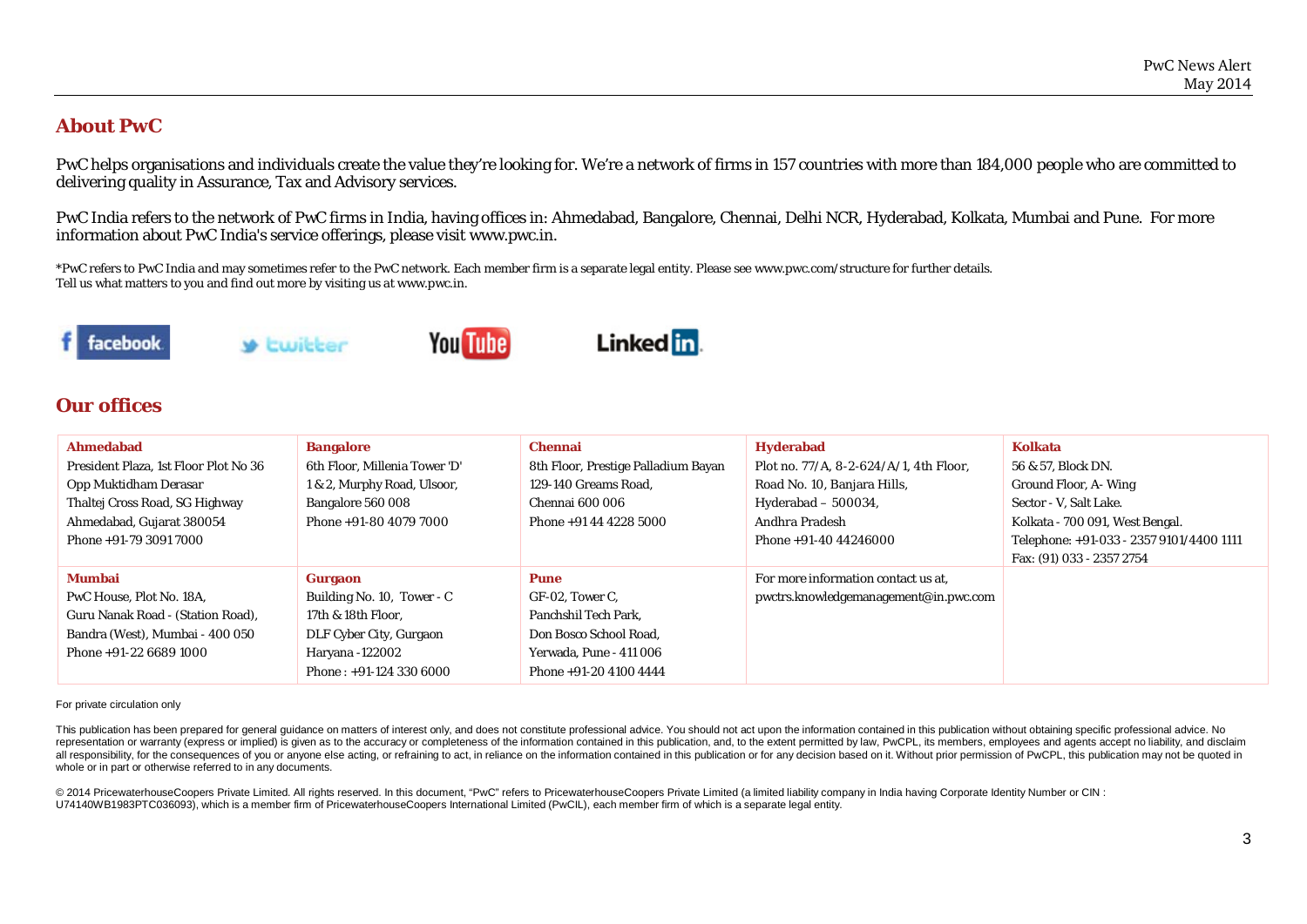## About PwC

PwC helps organisations and individuals create the value they're looking for. We're a network of firms in 157 countries with more than 184,000 people who are committed to delivering quality in Assurance, Tax and Advisory services.

PwC India refers to the network of PwC firms in India, having offices in: Ahmedabad, Bangalore, Chennai, Delhi NCR, Hyderabad, Kolkata, Mumbai and Pune. For more information about PwC India's service offerings, please visit www.pwc.in.

*PwC refers to PwC India and may sometimes refer to the PwC network. Each member firm is a separate legal entity. Please see www.pwc.com/structure for further details.
Tell us what matters to you and find out more by visiting us at www.pwc.in.

facebook twitter YouTube LinkedIn

## Our offices

| | | | | |
|---|---|---|---|---|
| **Ahmedabad**<br>President Plaza, 1st Floor Plot No 36<br>Opp Muktidham Derasar<br>Thaltej Cross Road, SG Highway<br>Ahmedabad, Gujarat 380054<br>Phone +91-79 3091 7000 | **Bangalore**<br>6th Floor, Millenia Tower 'D'<br>1 & 2, Murphy Road, Ulsoor,<br>Bangalore 560 008<br>Phone +91-80 4079 7000 | **Chennai**<br>8th Floor, Prestige Palladium Bayan<br>129-140 Greams Road,<br>Chennai 600 006<br>Phone +91 44 4228 5000 | **Hyderabad**<br>Plot no. 77/A, 8-2-624/A/1, 4th Floor,<br>Road No. 10, Banjara Hills,<br>Hyderabad – 500034,<br>Andhra Pradesh<br>Phone +91-40 44246000 | **Kolkata**<br>56 & 57, Block DN.<br>Ground Floor, A- Wing<br>Sector - V, Salt Lake.<br>Kolkata - 700 091, West Bengal.<br>Telephone: +91-033 - 2357 9101/4400 1111<br>Fax: (91) 033 - 2357 2754 |
| **Mumbai**<br>PwC House, Plot No. 18A,<br>Guru Nanak Road - (Station Road),<br>Bandra (West), Mumbai - 400 050<br>Phone +91-22 6689 1000 | **Gurgaon**<br>Building No. 10, Tower - C<br>17th & 18th Floor,<br>DLF Cyber City, Gurgaon<br>Haryana -122002<br>Phone : +91-124 330 6000 | **Pune**<br>GF-02, Tower C,<br>Panchshil Tech Park,<br>Don Bosco School Road,<br>Yerwada, Pune - 411 006<br>Phone +91-20 4100 4444 | For more information contact us at,<br>pwctrs.knowledgemanagement@in.pwc.com | |

For private circulation only

This publication has been prepared for general guidance on matters of interest only, and does not constitute professional advice. You should not act upon the information contained in this publication without obtaining specific professional advice. No representation or warranty (express or implied) is given as to the accuracy or completeness of the information contained in this publication, and, to the extent permitted by law, PwCPL, its members, employees and agents accept no liability, and disclaim all responsibility, for the consequences of you or anyone else acting, or refraining to act, in reliance on the information contained in this publication or for any decision based on it. Without prior permission of PwCPL, this publication may not be quoted in whole or in part or otherwise referred to in any documents.

© 2014 PricewaterhouseCoopers Private Limited. All rights reserved. In this document, "PwC" refers to PricewaterhouseCoopers Private Limited (a limited liability company in India having Corporate Identity Number or CIN : U74140WB1983PTC036093), which is a member firm of PricewaterhouseCoopers International Limited (PwCIL), each member firm of which is a separate legal entity.